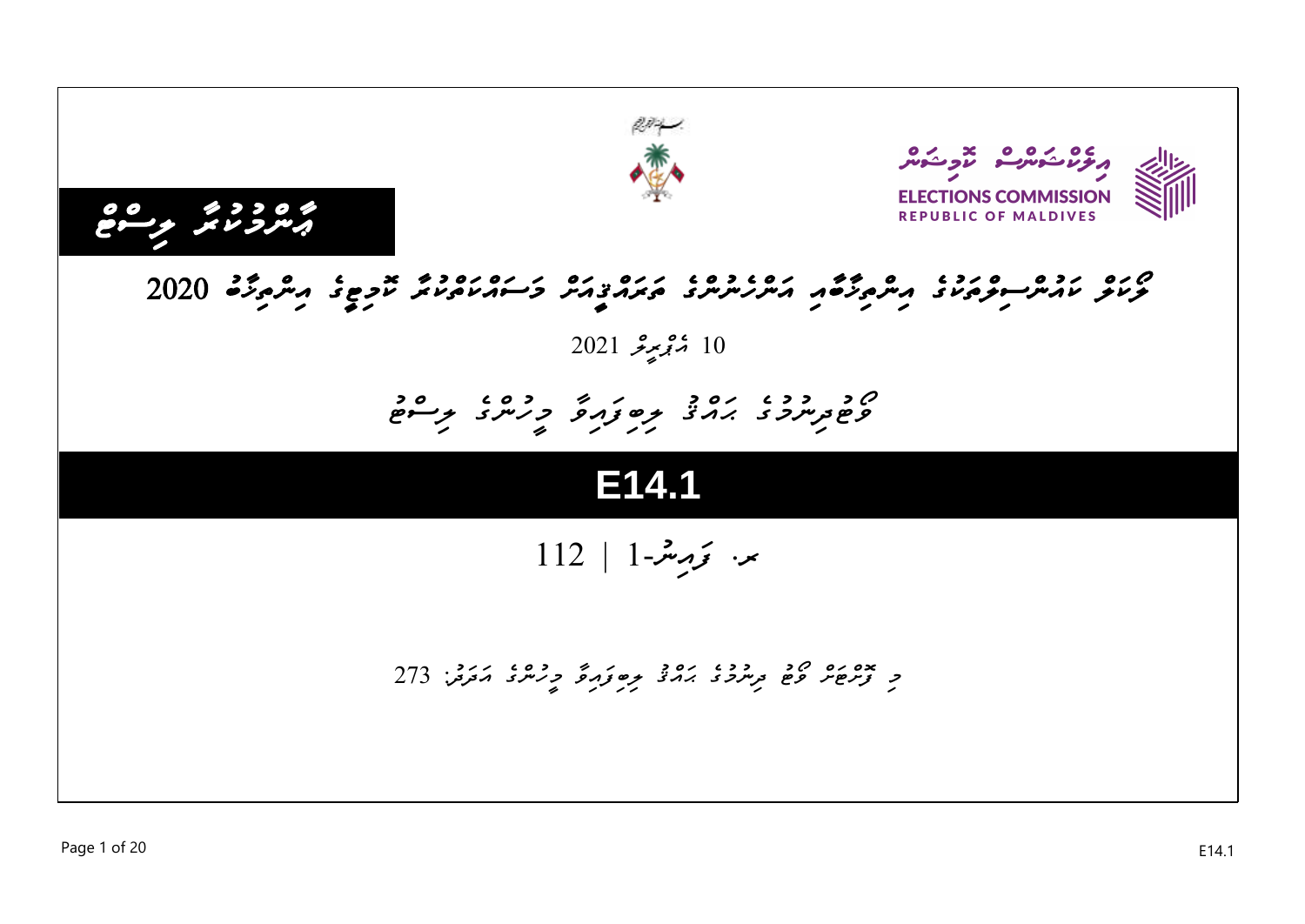بسم الله الرحمن الرحيم

އިލެކްޝަންސް ކޮމިޝަން

ELECTIONS COMMISSION
REPUBLIC OF MALDIVES

އާންމުކުރާ ލިސްޓް

# ލޯކަލް ކައުންސިލްތަކުގެ އިންތިޚާބާއި އަންހެނުންގެ ތަރައްޤީއަށް މަސައްކަތްކުރާ ކޮމިޓީގެ އިންތިޚާބު 2020

10 އޭޕްރީލް 2021

## ވޯޓުދިނުމުގެ ޙައްޤު ލިބިފައިވާ މީހުންގެ ލިސްޓު

# E14.1

ރ. ފައިނު-1 | 112

މި ފޯރމްގައި ވޯޓު ދިނުމުގެ ޙައްޤު ލިބިފައިވާ މީހުންގެ އަދަދު: 273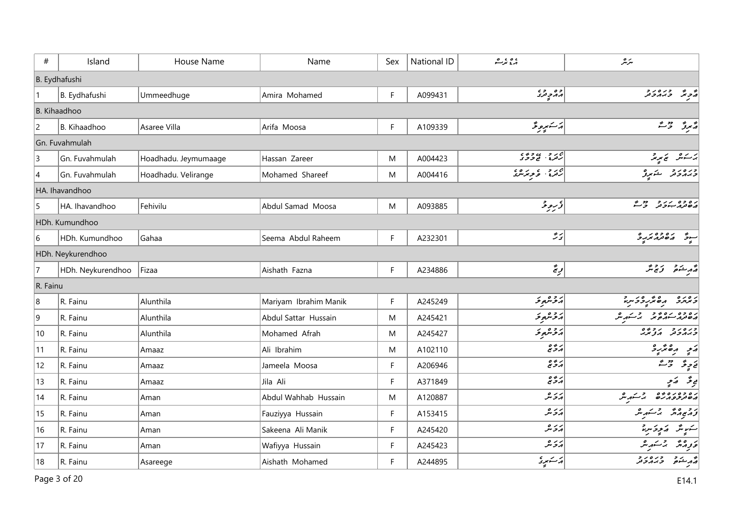| # | Island | House Name | Name | Sex | National ID | ގެއްގެ ނަން | ނަން |
|---|---|---|---|---|---|---|---|
| B. Eydhafushi | | | | | | | |
| 1 | B. Eydhafushi | Ummeedhuge | Amira Mohamed | F | A099431 | އުއްމީދުގެ | އާމިރާ މުހައްމަދު |
| B. Kihaadhoo | | | | | | | |
| 2 | B. Kihaadhoo | Asaree Villa | Arifa Moosa | F | A109339 | އަސަރީވިލާ | އާރިފާ މޫސާ |
| Gn. Fuvahmulah | | | | | | | |
| 3 | Gn. Fuvahmulah | Hoadhadu. Jeymumaage | Hassan Zareer | M | A004423 | ހޯދަޑު. ޖޭމުމާގެ | ހަސަން ޒަރީރު |
| 4 | Gn. Fuvahmulah | Hoadhadu. Velirange | Mohamed Shareef | M | A004416 | ހޯދަޑު. ވެލިރަންގެ | މުހައްމަދު ޝަރީފު |
| HA. Ihavandhoo | | | | | | | |
| 5 | HA. Ihavandhoo | Fehivilu | Abdul Samad Moosa | M | A093885 | ފެހިވިލު | އަބްދުލްސަމަދު މޫސާ |
| HDh. Kumundhoo | | | | | | | |
| 6 | HDh. Kumundhoo | Gahaa | Seema Abdul Raheem | F | A232301 | ގަހާ | ސީމާ އަބްދުއްރަހީމް |
| HDh. Neykurendhoo | | | | | | | |
| 7 | HDh. Neykurendhoo | Fizaa | Aishath Fazna | F | A234886 | ފިޒާ | އައިށަތު ފަޒްނާ |
| R. Fainu | | | | | | | |
| 8 | R. Fainu | Alunthila | Mariyam Ibrahim Manik | F | A245249 | އަލުންތިލަ | މަރިޔަމް އިބްރާހީމްމަނިކު |
| 9 | R. Fainu | Alunthila | Abdul Sattar Hussain | M | A245421 | އަލުންތިލަ | އަބްދުލްސައްތާރު ހުސައިން |
| 10 | R. Fainu | Alunthila | Mohamed Afrah | M | A245427 | އަލުންތިލަ | މުހައްމަދު އަފްރާހް |
| 11 | R. Fainu | Amaaz | Ali Ibrahim | M | A102110 | އަމާޒް | އަލި އިބްރާހީމް |
| 12 | R. Fainu | Amaaz | Jameela Moosa | F | A206946 | އަމާޒް | ޖަމީލާ މޫސާ |
| 13 | R. Fainu | Amaaz | Jila Ali | F | A371849 | އަމާޒް | ޖިލާ އަލި |
| 14 | R. Fainu | Aman | Abdul Wahhab Hussain | M | A120887 | އަމަން | އަބްދުލްވައްހާބް ހުސައިން |
| 15 | R. Fainu | Aman | Fauziyya Hussain | F | A153415 | އަމަން | ފައުޒިއްޔާ ހުސައިން |
| 16 | R. Fainu | Aman | Sakeena Ali Manik | F | A245420 | އަމަން | ސަކީނާ އަލިމަނިކު |
| 17 | R. Fainu | Aman | Wafiyya Hussain | F | A245423 | އަމަން | ވަފިއްޔާ ހުސައިން |
| 18 | R. Fainu | Asareege | Aishath Mohamed | F | A244895 | އަސަރީގެ | އައިށަތު މުހައްމަދު |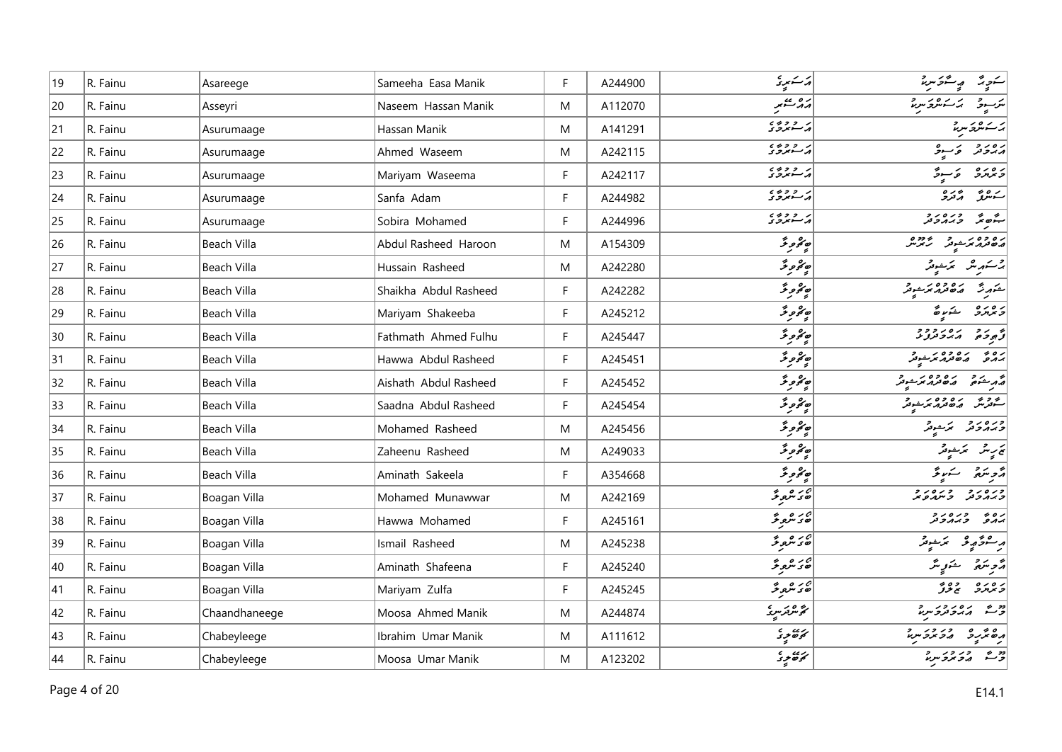| 19 | R. Fainu | Asareege | Sameeha Easa Manik | F | A244900 | އަސަރީގެ | ސަމީހާ އީސާމަނިކު |
|---|---|---|---|---|---|---|---|
| 20 | R. Fainu | Asseyri | Naseem Hassan Manik | M | A112070 | އައްސޭރި | ނަސީމް ހަސަންމަނިކު |
| 21 | R. Fainu | Asurumaage | Hassan Manik | M | A141291 | އަސުރުމާގެ | ހަސަންމަނިކު |
| 22 | R. Fainu | Asurumaage | Ahmed Waseem | M | A242115 | އަސުރުމާގެ | އަޙްމަދު ވަސީމް |
| 23 | R. Fainu | Asurumaage | Mariyam Waseema | F | A242117 | އަސުރުމާގެ | މަރިޔަމް ވަސީމާ |
| 24 | R. Fainu | Asurumaage | Sanfa Adam | F | A244982 | އަސުރުމާގެ | ސަންފާ އާދަމް |
| 25 | R. Fainu | Asurumaage | Sobira Mohamed | F | A244996 | އަސުރުމާގެ | ސާބިރާ މުޙައްމަދު |
| 26 | R. Fainu | Beach Villa | Abdul Rasheed Haroon | M | A154309 | ބީޗްވިލާ | އަބްދުއްރަޝީދު ހާރޫން |
| 27 | R. Fainu | Beach Villa | Hussain Rasheed | M | A242280 | ބީޗްވިލާ | ހުސައިން ރަޝީދު |
| 28 | R. Fainu | Beach Villa | Shaikha Abdul Rasheed | F | A242282 | ބީޗްވިލާ | شައިހާ އަބްދުއްރަޝީދު |
| 29 | R. Fainu | Beach Villa | Mariyam Shakeeba | F | A245212 | ބީޗްވިލާ | މަރިޔަމް ޝަކީބާ |
| 30 | R. Fainu | Beach Villa | Fathmath Ahmed Fulhu | F | A245447 | ބީޗްވިލާ | ފާތިމަތު އަޙްމަދުފުޅު |
| 31 | R. Fainu | Beach Villa | Hawwa Abdul Rasheed | F | A245451 | ބީޗްވިލާ | ހައްވާ އަބްދުއްރަޝީދު |
| 32 | R. Fainu | Beach Villa | Aishath Abdul Rasheed | F | A245452 | ބީޗްވިލާ | އާއިޝަތު އަބްދުއްރަޝީދު |
| 33 | R. Fainu | Beach Villa | Saadna Abdul Rasheed | F | A245454 | ބީޗްވިލާ | ސާދުނާ އަބްދުއްރަޝީދު |
| 34 | R. Fainu | Beach Villa | Mohamed Rasheed | M | A245456 | ބީޗްވިލާ | މުޙައްމަދު ރަޝީދު |
| 35 | R. Fainu | Beach Villa | Zaheenu Rasheed | M | A249033 | ބީޗްވިލާ | ޒަހީނު ރަޝީދު |
| 36 | R. Fainu | Beach Villa | Aminath Sakeela | F | A354668 | ބީޗްވިލާ | އާމިނަތު ސަކީލާ |
| 37 | R. Fainu | Boagan Villa | Mohamed Munawwar | M | A242169 | ބޯގަންވިލާ | މުޙައްމަދު މުނައްވަރު |
| 38 | R. Fainu | Boagan Villa | Hawwa Mohamed | F | A245161 | ބޯގަންވިލާ | ހައްވާ މުޙައްމަދު |
| 39 | R. Fainu | Boagan Villa | Ismail Rasheed | M | A245238 | ބޯގަންވިލާ | އިސްމާއިލް ރަޝީދު |
| 40 | R. Fainu | Boagan Villa | Aminath Shafeena | F | A245240 | ބޯގަންވިލާ | އާމިނަތު ޝަފީނާ |
| 41 | R. Fainu | Boagan Villa | Mariyam Zulfa | F | A245245 | ބޯގަންވިލާ | މަރިޔަމް ޒުލްފާ |
| 42 | R. Fainu | Chaandhaneege | Moosa Ahmed Manik | M | A244874 | ޗާނދަނީގެ | މޫސާ އަޙްމަދުމަނިކު |
| 43 | R. Fainu | Chabeyleege | Ibrahim Umar Manik | M | A111612 | ޗަބޭލީގެ | އިބްރާހީމް އުމަރުމަނިކު |
| 44 | R. Fainu | Chabeyleege | Moosa Umar Manik | M | A123202 | ޗަބޭލީގެ | މޫސާ އުމަރުމަނިކު |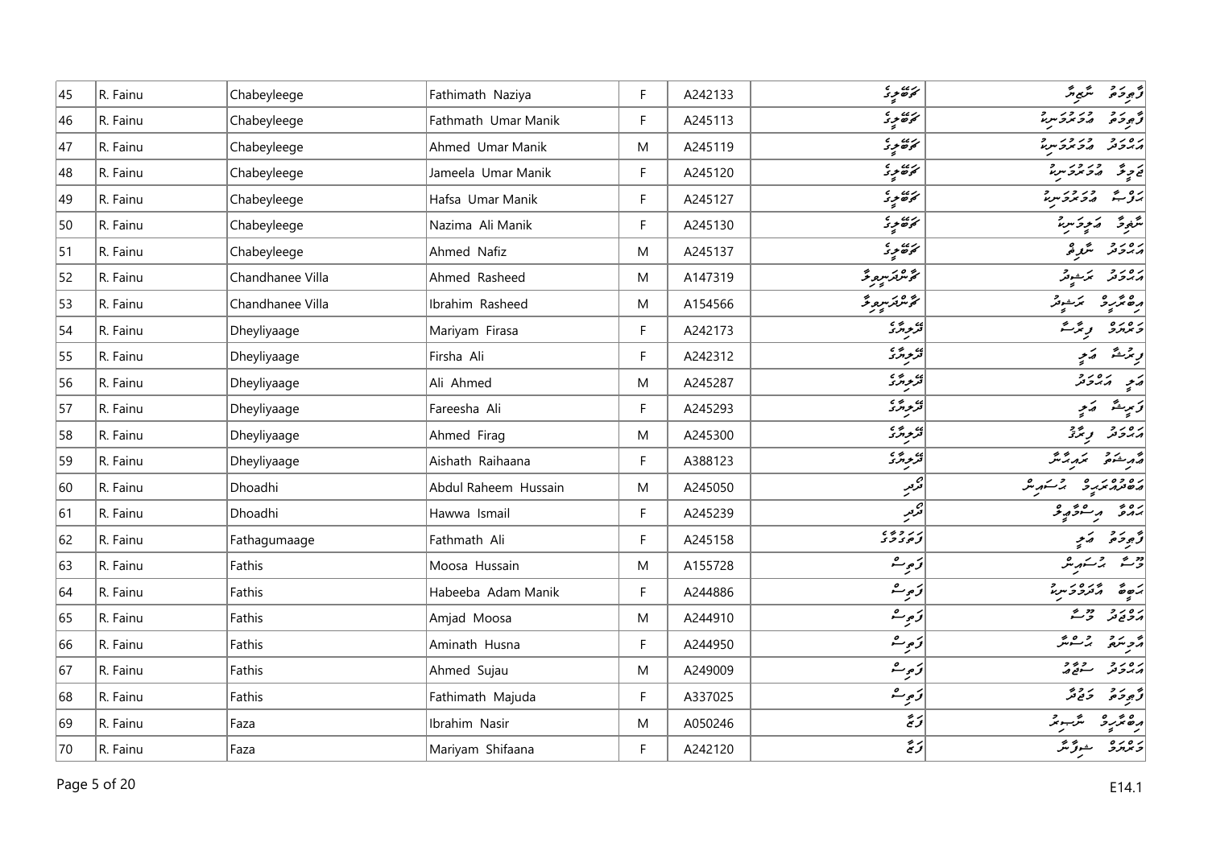| 45 | R. Fainu | Chabeyleege | Fathimath Naziya | F | A242133 | ޗަބޭލީގެ | ފާތިމަތު ނާޒިޔާ |
|---|---|---|---|---|---|---|---|
| 46 | R. Fainu | Chabeyleege | Fathmath Umar Manik | F | A245113 | ޗަބޭލީގެ | ފާތިމަތު އުމަރުމަނިކު |
| 47 | R. Fainu | Chabeyleege | Ahmed Umar Manik | M | A245119 | ޗަބޭލީގެ | އަހުމަދު އުމަރުމަނިކު |
| 48 | R. Fainu | Chabeyleege | Jameela Umar Manik | F | A245120 | ޗަބޭލީގެ | ޖަމީލާ އުމަރުމަނިކު |
| 49 | R. Fainu | Chabeyleege | Hafsa Umar Manik | F | A245127 | ޗަބޭލީގެ | ހަފްސާ އުމަރުމަނިކު |
| 50 | R. Fainu | Chabeyleege | Nazima Ali Manik | F | A245130 | ޗަބޭލީގެ | ނާޒިމާ އަލިމަނިކު |
| 51 | R. Fainu | Chabeyleege | Ahmed Nafiz | M | A245137 | ޗަބޭލީގެ | އަހުމަދު ނާފިޒު |
| 52 | R. Fainu | Chandhanee Villa | Ahmed Rasheed | M | A147319 | ޗަންދަނީވިލާ | އަހުމަދު ރަޝީދު |
| 53 | R. Fainu | Chandhanee Villa | Ibrahim Rasheed | M | A154566 | ޗަންދަނީވިލާ | އިބްރާހީމް ރަޝީދު |
| 54 | R. Fainu | Dheyliyaage | Mariyam Firasa | F | A242173 | ދޭލިޔާގެ | މަރިޔަމް ފިރާސާ |
| 55 | R. Fainu | Dheyliyaage | Firsha Ali | F | A242312 | ދޭލިޔާގެ | ފިރުޝާ އަލި |
| 56 | R. Fainu | Dheyliyaage | Ali Ahmed | M | A245287 | ދޭލިޔާގެ | އަލި އަހުމަދު |
| 57 | R. Fainu | Dheyliyaage | Fareesha Ali | F | A245293 | ދޭލިޔާގެ | ފަރީޝާ އަލި |
| 58 | R. Fainu | Dheyliyaage | Ahmed Firag | M | A245300 | ދޭލިޔާގެ | އަހުމަދު ފިރާގު |
| 59 | R. Fainu | Dheyliyaage | Aishath Raihaana | F | A388123 | ދޭލިޔާގެ | އާއިޝަތު ރައިހާނާ |
| 60 | R. Fainu | Dhoadhi | Abdul Raheem Hussain | M | A245050 | ދޯދި | އަބްދުއްރަޙީމް ހުސައިން |
| 61 | R. Fainu | Dhoadhi | Hawwa Ismail | F | A245239 | ދޯދި | ހައްވާ އިސްމާއީލް |
| 62 | R. Fainu | Fathagumaage | Fathmath Ali | F | A245158 | ފަތަގުމާގެ | ފާތިމަތު އަލި |
| 63 | R. Fainu | Fathis | Moosa Hussain | M | A155728 | ފަތިސް | މޫސާ ހުސައިން |
| 64 | R. Fainu | Fathis | Habeeba Adam Manik | F | A244886 | ފަތިސް | ހަބީބާ އާދަމްމަނިކު |
| 65 | R. Fainu | Fathis | Amjad Moosa | M | A244910 | ފަތިސް | އަމްޖަދު މޫސާ |
| 66 | R. Fainu | Fathis | Aminath Husna | F | A244950 | ފަތިސް | އާމިނަތު ހުސްނާ |
| 67 | R. Fainu | Fathis | Ahmed Sujau | M | A249009 | ފަތިސް | އަހުމަދު ސުޖާއު |
| 68 | R. Fainu | Fathis | Fathimath Majuda | F | A337025 | ފަތިސް | ފާތިމަތު މާޖިދާ |
| 69 | R. Fainu | Faza | Ibrahim Nasir | M | A050246 | ފަޒާ | އިބްރާހީމް ނާސިރު |
| 70 | R. Fainu | Faza | Mariyam Shifaana | F | A242120 | ފަޒާ | މަރިޔަމް ޝިފާނާ |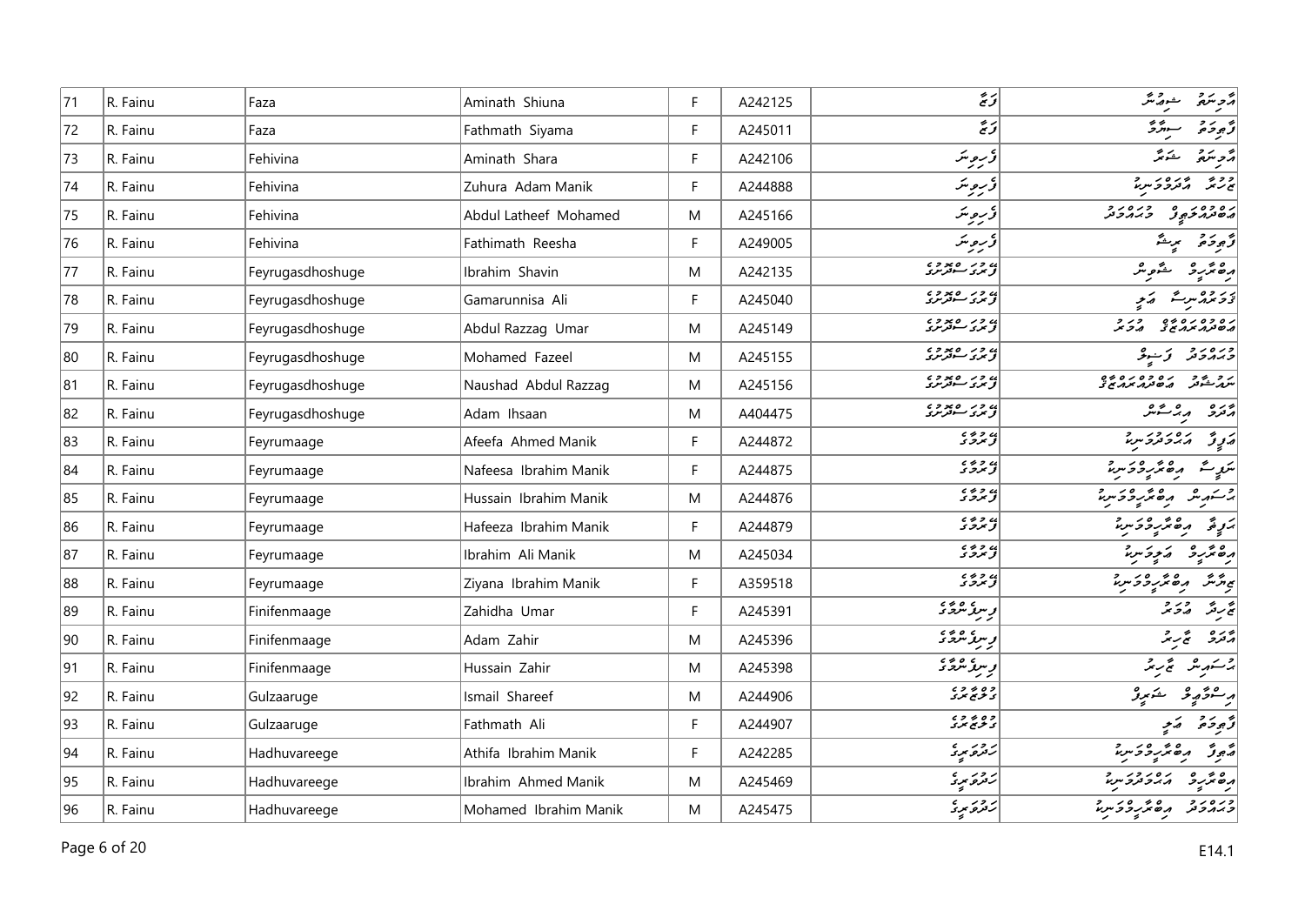| 71 | R. Fainu | Faza | Aminath Shiuna | F | A242125 | ފަޒާ | އާމިނަތު ޝިއުނާ |
|---|---|---|---|---|---|---|---|
| 72 | R. Fainu | Faza | Fathmath Siyama | F | A245011 | ފަޒާ | ފާތިމަތު ސިޔާމާ |
| 73 | R. Fainu | Fehivina | Aminath Shara | F | A242106 | ފެހިވިނަ | އާމިނަތު ޝަރާ |
| 74 | R. Fainu | Fehivina | Zuhura Adam Manik | F | A244888 | ފެހިވިނަ | ޒުހުރާ އާދަމްމަނިކު |
| 75 | R. Fainu | Fehivina | Abdul Latheef Mohamed | M | A245166 | ފެހިވިނަ | އަބްދުއްލަތީފް މުޙައްމަދު |
| 76 | R. Fainu | Fehivina | Fathimath Reesha | F | A249005 | ފެހިވިނަ | ފާތިމަތު ރީޝާ |
| 77 | R. Fainu | Feyrugasdhoshuge | Ibrahim Shavin | M | A242135 | ފޭރުގަސްދޮށުގެ | އިބްރާހީމް ޝާވިން |
| 78 | R. Fainu | Feyrugasdhoshuge | Gamarunnisa Ali | F | A245040 | ފޭރުގަސްދޮށުގެ | ގަމަރުންނިސާ އަލި |
| 79 | R. Fainu | Feyrugasdhoshuge | Abdul Razzag Umar | M | A245149 | ފޭރުގަސްދޮށުގެ | އަބްދުއްރައްޒާގު އުމަރު |
| 80 | R. Fainu | Feyrugasdhoshuge | Mohamed Fazeel | M | A245155 | ފޭރުގަސްދޮށުގެ | މުޙައްމަދު ފަޒީލް |
| 81 | R. Fainu | Feyrugasdhoshuge | Naushad Abdul Razzag | M | A245156 | ފޭރުގަސްދޮށުގެ | ނައުޝާދު އަބްދުއްރައްޒާގު |
| 82 | R. Fainu | Feyrugasdhoshuge | Adam Ihsaan | M | A404475 | ފޭރުގަސްދޮށުގެ | އާދަމް އިޙްސާން |
| 83 | R. Fainu | Feyrumaage | Afeefa Ahmed Manik | F | A244872 | ފޭރުމާގެ | އަފީފާ އަޙްމަދުމަނިކު |
| 84 | R. Fainu | Feyrumaage | Nafeesa Ibrahim Manik | F | A244875 | ފޭރުމާގެ | ނަފީސާ އިބްރާހީމްމަނިކު |
| 85 | R. Fainu | Feyrumaage | Hussain Ibrahim Manik | M | A244876 | ފޭރުމާގެ | ހުސައިން އިބްރާހީމްމަނިކު |
| 86 | R. Fainu | Feyrumaage | Hafeeza Ibrahim Manik | F | A244879 | ފޭރުމާގެ | ހަފީޒާ އިބްރާހީމްމަނިކު |
| 87 | R. Fainu | Feyrumaage | Ibrahim Ali Manik | M | A245034 | ފޭރުމާގެ | އިބްރާހީމް އަލިމަނިކު |
| 88 | R. Fainu | Feyrumaage | Ziyana Ibrahim Manik | F | A359518 | ފޭރުމާގެ | ޒިޔާނާ އިބްރާހީމްމަނިކު |
| 89 | R. Fainu | Finifenmaage | Zahidha Umar | F | A245391 | ފިނިފެންމާގެ | ޒާހިދާ އުމަރު |
| 90 | R. Fainu | Finifenmaage | Adam Zahir | M | A245396 | ފިނިފެންމާގެ | އާދަމް ޒާހިރު |
| 91 | R. Fainu | Finifenmaage | Hussain Zahir | M | A245398 | ފިނިފެންމާގެ | ހުސައިން ޒާހިރު |
| 92 | R. Fainu | Gulzaaruge | Ismail Shareef | M | A244906 | ގުލްޒާރުގެ | އިސްމާއިލް ޝަރީފް |
| 93 | R. Fainu | Gulzaaruge | Fathmath Ali | F | A244907 | ގުލްޒާރުގެ | ފާތިމަތު އަލި |
| 94 | R. Fainu | Hadhuvareege | Athifa Ibrahim Manik | F | A242285 | ހަދުވަރީގެ | އާތިފާ އިބްރާހީމްމަނިކު |
| 95 | R. Fainu | Hadhuvareege | Ibrahim Ahmed Manik | M | A245469 | ހަދުވަރީގެ | އިބްރާހީމް އަޙްމަދުމަނިކު |
| 96 | R. Fainu | Hadhuvareege | Mohamed Ibrahim Manik | M | A245475 | ހަދުވަރީގެ | މުޙައްމަދު އިބްރާހީމްމަނިކު |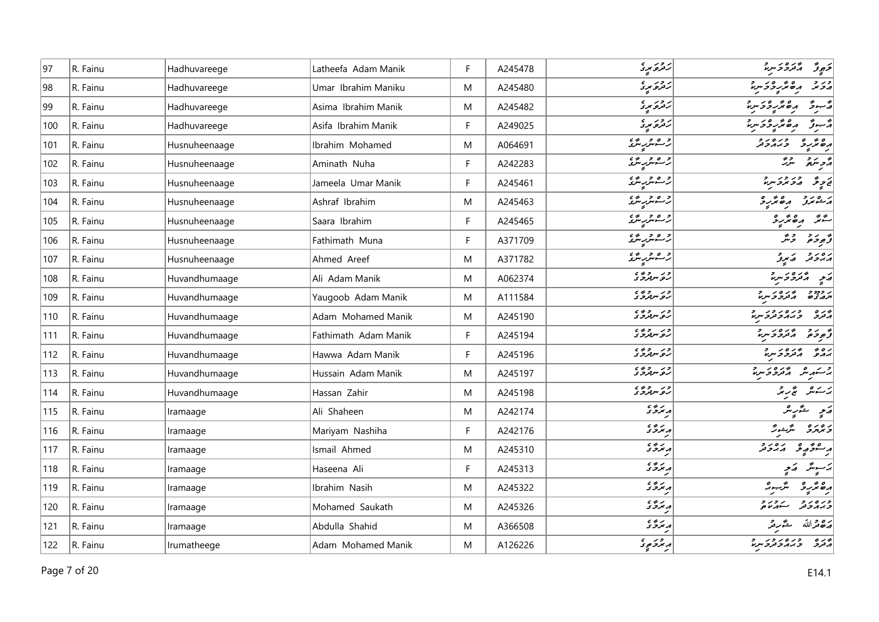| 97 | R. Fainu | Hadhuvareege | Latheefa Adam Manik | F | A245478 | ހަދުވަރީގެ | ލަޠީފާ އާދަމްމަނިކު |
|---|---|---|---|---|---|---|---|
| 98 | R. Fainu | Hadhuvareege | Umar Ibrahim Maniku | M | A245480 | ހަދުވަރީގެ | ޢުމަރު އިބްރާހީމްމަނިކު |
| 99 | R. Fainu | Hadhuvareege | Asima Ibrahim Manik | M | A245482 | ހަދުވަރީގެ | އާސިމާ އިބްރާހީމްމަނިކު |
| 100 | R. Fainu | Hadhuvareege | Asifa Ibrahim Manik | F | A249025 | ހަދުވަރީގެ | އާސިފާ އިބްރާހީމްމަނިކު |
| 101 | R. Fainu | Husnuheenaage | Ibrahim Mohamed | M | A064691 | ހުސްނުހީނާގެ | އިބްރާހީމް މުހައްމަދު |
| 102 | R. Fainu | Husnuheenaage | Aminath Nuha | F | A242283 | ހުސްނުހީނާގެ | އާމިނަތު ނުހާ |
| 103 | R. Fainu | Husnuheenaage | Jameela Umar Manik | F | A245461 | ހުސްނުހީނާގެ | ޖަމީލާ އުމަރުމަނިކު |
| 104 | R. Fainu | Husnuheenaage | Ashraf Ibrahim | M | A245463 | ހުސްނުހީނާގެ | އަޝްރަފް އިބްރާހީމް |
| 105 | R. Fainu | Husnuheenaage | Saara Ibrahim | F | A245465 | ހުސްނުހީނާގެ | ސާރާ އިބްރާހީމް |
| 106 | R. Fainu | Husnuheenaage | Fathimath Muna | F | A371709 | ހުސްނުހީނާގެ | ފާތިމަތު މުނާ |
| 107 | R. Fainu | Husnuheenaage | Ahmed Areef | M | A371782 | ހުސްނުހީނާގެ | އަހްމަދު އަރީފު |
| 108 | R. Fainu | Huvandhumaage | Ali Adam Manik | M | A062374 | ހުވަނދުމާގެ | އަލި އާދަމްމަނިކު |
| 109 | R. Fainu | Huvandhumaage | Yaugoob Adam Manik | M | A111584 | ހުވަނދުމާގެ | ޔަޢުޤޫބު އާދަމްމަނިކު |
| 110 | R. Fainu | Huvandhumaage | Adam Mohamed Manik | M | A245190 | ހުވަނދުމާގެ | އާދަމް މުހައްމަދުމަނިކު |
| 111 | R. Fainu | Huvandhumaage | Fathimath Adam Manik | F | A245194 | ހުވަނދުމާގެ | ފާތިމަތު އާދަމްމަނިކު |
| 112 | R. Fainu | Huvandhumaage | Hawwa Adam Manik | F | A245196 | ހުވަނދުމާގެ | ހައްވާ އާދަމްމަނިކު |
| 113 | R. Fainu | Huvandhumaage | Hussain Adam Manik | M | A245197 | ހުވަނދުމާގެ | ހުސައިން އާދަމްމަނިކު |
| 114 | R. Fainu | Huvandhumaage | Hassan Zahir | M | A245198 | ހުވަނދުމާގެ | ހަސަން ޒާހިރު |
| 115 | R. Fainu | Iramaage | Ali Shaheen | M | A242174 | އިރަމާގެ | އަލި ޝާހީން |
| 116 | R. Fainu | Iramaage | Mariyam Nashiha | F | A242176 | އިރަމާގެ | މަރިޔަމް ނާޝިހާ |
| 117 | R. Fainu | Iramaage | Ismail Ahmed | M | A245310 | އިރަމާގެ | އިސްމާއީލް އަހްމަދު |
| 118 | R. Fainu | Iramaage | Haseena Ali | F | A245313 | އިރަމާގެ | ހަސީނާ އަލި |
| 119 | R. Fainu | Iramaage | Ibrahim Nasih | M | A245322 | އިރަމާގެ | އިބްރާހީމް ނާސިހު |
| 120 | R. Fainu | Iramaage | Mohamed Saukath | M | A245326 | އިރަމާގެ | މުހައްމަދު ސައުކަތު |
| 121 | R. Fainu | Iramaage | Abdulla Shahid | M | A366508 | އިރަމާގެ | އަބްދުﷲ ޝާހިދު |
| 122 | R. Fainu | Irumatheege | Adam Mohamed Manik | M | A126226 | އިރުމަތީގެ | އާދަމް މުހައްމަދުމަނިކު |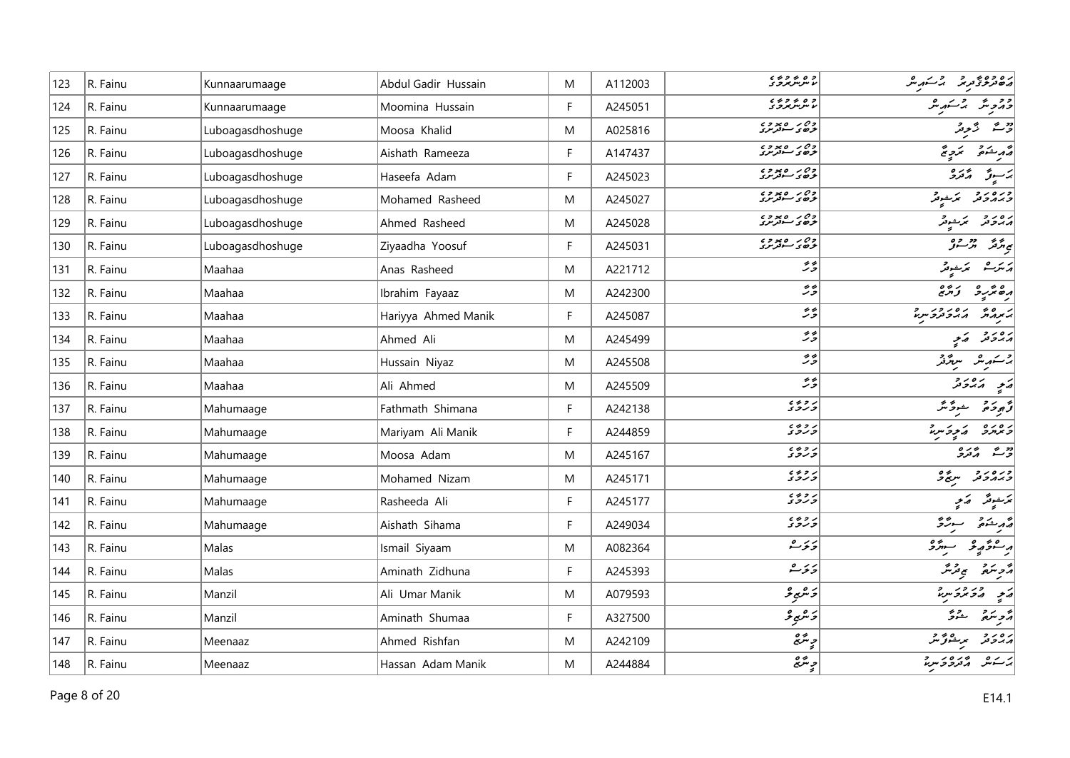| 123 | R. Fainu | Kunnaarumaage | Abdul Gadir Hussain | M | A112003 | ކުންނާރުމާގެ | އަބްދުލްގާދިރު ހުސައިން |
|---|---|---|---|---|---|---|---|
| 124 | R. Fainu | Kunnaarumaage | Moomina Hussain | F | A245051 | ކުންނާރުމާގެ | މޫމިނާ ހުސައިން |
| 125 | R. Fainu | Luboagasdhoshuge | Moosa Khalid | M | A025816 | ލުބޯގަސްދޮށުގެ | މޫސާ ޚާލިދު |
| 126 | R. Fainu | Luboagasdhoshuge | Aishath Rameeza | F | A147437 | ލުބޯގަސްދޮށުގެ | އާއިޝަތު ރަމީޒާ |
| 127 | R. Fainu | Luboagasdhoshuge | Haseefa Adam | F | A245023 | ލުބޯގަސްދޮށުގެ | ހަސީފާ އާދަމް |
| 128 | R. Fainu | Luboagasdhoshuge | Mohamed Rasheed | M | A245027 | ލުބޯގަސްދޮށުގެ | މުހައްމަދު ރަޝީދު |
| 129 | R. Fainu | Luboagasdhoshuge | Ahmed Rasheed | M | A245028 | ލުބޯގަސްދޮށުގެ | އަހްމަދު ރަޝީދު |
| 130 | R. Fainu | Luboagasdhoshuge | Ziyaadha Yoosuf | F | A245031 | ލުބޯގަސްދޮށުގެ | ޒިޔާދާ ޔޫސުފު |
| 131 | R. Fainu | Maahaa | Anas Rasheed | M | A221712 | މާހާ | އަނަސް ރަޝީދު |
| 132 | R. Fainu | Maahaa | Ibrahim Fayaaz | M | A242300 | މާހާ | އިބްރާހިމް ފައްޔާޒް |
| 133 | R. Fainu | Maahaa | Hariyya Ahmed Manik | F | A245087 | މާހާ | ހަރިއްޔާ އަހްމަދުމަނިކު |
| 134 | R. Fainu | Maahaa | Ahmed Ali | M | A245499 | މާހާ | އަހްމަދު އަލި |
| 135 | R. Fainu | Maahaa | Hussain Niyaz | M | A245508 | މާހާ | ހުސައިން ނިޔާޒު |
| 136 | R. Fainu | Maahaa | Ali Ahmed | M | A245509 | މާހާ | އަލި އަހްމަދު |
| 137 | R. Fainu | Mahumaage | Fathmath Shimana | F | A242138 | މަހުމާގެ | ފާތިމަތު ޝިމާނާ |
| 138 | R. Fainu | Mahumaage | Mariyam Ali Manik | F | A244859 | މަހުމާގެ | މަރިޔަމް އަލިމަނިކު |
| 139 | R. Fainu | Mahumaage | Moosa Adam | M | A245167 | މަހުމާގެ | މޫސާ އާދަމް |
| 140 | R. Fainu | Mahumaage | Mohamed Nizam | M | A245171 | މަހުމާގެ | މުހައްމަދު ނިޒާމް |
| 141 | R. Fainu | Mahumaage | Rasheeda Ali | F | A245177 | މަހުމާގެ | ރަޝީދާ އަލި |
| 142 | R. Fainu | Mahumaage | Aishath Sihama | F | A249034 | މަހުމާގެ | އާއިޝަތު ސިހާމާ |
| 143 | R. Fainu | Malas | Ismail Siyaam | M | A082364 | މަލަސް | އިސްމާއިލް ސިޔާމް |
| 144 | R. Fainu | Malas | Aminath Zidhuna | F | A245393 | މަލަސް | އާމިނަތު ޒިދުނާ |
| 145 | R. Fainu | Manzil | Ali Umar Manik | M | A079593 | މަންޒިލް | އަލި އުމަރުމަނިކު |
| 146 | R. Fainu | Manzil | Aminath Shumaa | F | A327500 | މަންޒިލް | އާމިނަތު ޝުމާ |
| 147 | R. Fainu | Meenaaz | Ahmed Rishfan | M | A242109 | މީނާޒް | އަހްމަދު ރިޝްފާން |
| 148 | R. Fainu | Meenaaz | Hassan Adam Manik | M | A244884 | މީނާޒް | ހަސަން އާދަމްމަނިކު |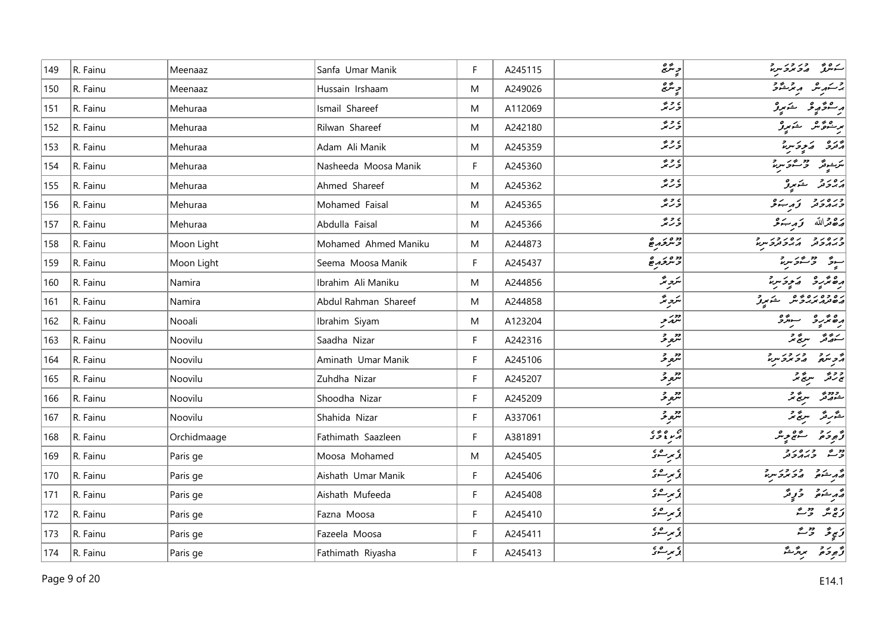| 149 | R. Fainu | Meenaaz | Sanfa Umar Manik | F | A245115 | މީނާޒް | ސަންފާ އުމަރުމަނިކު |
|---|---|---|---|---|---|---|---|
| 150 | R. Fainu | Meenaaz | Hussain Irshaam | M | A249026 | މީނާޒް | ހުސައިން އިރުޝާމް |
| 151 | R. Fainu | Mehuraa | Ismail Shareef | M | A112069 | މެހުރާ | އިސްމާއީލް ޝަރީފް |
| 152 | R. Fainu | Mehuraa | Rilwan Shareef | M | A242180 | މެހުރާ | ރިލްވާން ޝަރީފް |
| 153 | R. Fainu | Mehuraa | Adam Ali Manik | M | A245359 | މެހުރާ | އާދަމް އަލިމަނިކު |
| 154 | R. Fainu | Mehuraa | Nasheeda Moosa Manik | F | A245360 | މެހުރާ | ނަޝީދާ މޫސާމަނިކު |
| 155 | R. Fainu | Mehuraa | Ahmed Shareef | M | A245362 | މެހުރާ | އަހްމަދު ޝަރީފް |
| 156 | R. Fainu | Mehuraa | Mohamed Faisal | M | A245365 | މެހުރާ | މުހައްމަދު ފައިސަލް |
| 157 | R. Fainu | Mehuraa | Abdulla Faisal | M | A245366 | މެހުރާ | އަބްދުﷲ ފައިސަލް |
| 158 | R. Fainu | Moon Light | Mohamed Ahmed Maniku | M | A244873 | މޫންލައިޓް | މުހައްމަދު އަހްމަދުމަނިކު |
| 159 | R. Fainu | Moon Light | Seema Moosa Manik | F | A245437 | މޫންލައިޓް | ސީމާ މޫސާމަނިކު |
| 160 | R. Fainu | Namira | Ibrahim Ali Maniku | M | A244856 | ނަމިރާ | އިބްރާހީމް އަލިމަނިކު |
| 161 | R. Fainu | Namira | Abdul Rahman Shareef | M | A244858 | ނަމިރާ | އަބްދުއްރަޙްމާން ޝަރީފް |
| 162 | R. Fainu | Nooali | Ibrahim Siyam | M | A123204 | ނޫއަލި | އިބްރާހީމް ސިޔާމް |
| 163 | R. Fainu | Noovilu | Saadha Nizar | F | A242316 | ނޫވިލު | ސައުދާ ނިޒާރު |
| 164 | R. Fainu | Noovilu | Aminath Umar Manik | F | A245106 | ނޫވިލު | އާމިނަތު އުމަރުމަނިކު |
| 165 | R. Fainu | Noovilu | Zuhdha Nizar | F | A245207 | ނޫވިލު | ޒުހުދާ ނިޒާރު |
| 166 | R. Fainu | Noovilu | Shoodha Nizar | F | A245209 | ނޫވިލު | ޝުޢޫދާ ނިޒާރު |
| 167 | R. Fainu | Noovilu | Shahida Nizar | F | A337061 | ނޫވިލު | ޝާހިދާ ނިޒާރު |
| 168 | R. Fainu | Orchidmaage | Fathimath Saazleen | F | A381891 | އޯކިޑްމާގެ | ފާތިމަތު ސާޒްލީން |
| 169 | R. Fainu | Paris ge | Moosa Mohamed | M | A245405 | ޕެރިސްގެ | މޫސާ މުހައްމަދު |
| 170 | R. Fainu | Paris ge | Aishath Umar Manik | F | A245406 | ޕެރިސްގެ | އާއިޝަތު އުމަރުމަނިކު |
| 171 | R. Fainu | Paris ge | Aishath Mufeeda | F | A245408 | ޕެރިސްގެ | އާއިޝަތު މުފީދާ |
| 172 | R. Fainu | Paris ge | Fazna Moosa | F | A245410 | ޕެރިސްގެ | ފަޒްނާ މޫސާ |
| 173 | R. Fainu | Paris ge | Fazeela Moosa | F | A245411 | ޕެރިސްގެ | ފަޒީލާ މޫސާ |
| 174 | R. Fainu | Paris ge | Fathimath Riyasha | F | A245413 | ޕެރިސްގެ | ފާތިމަތު ރިޔާޝާ |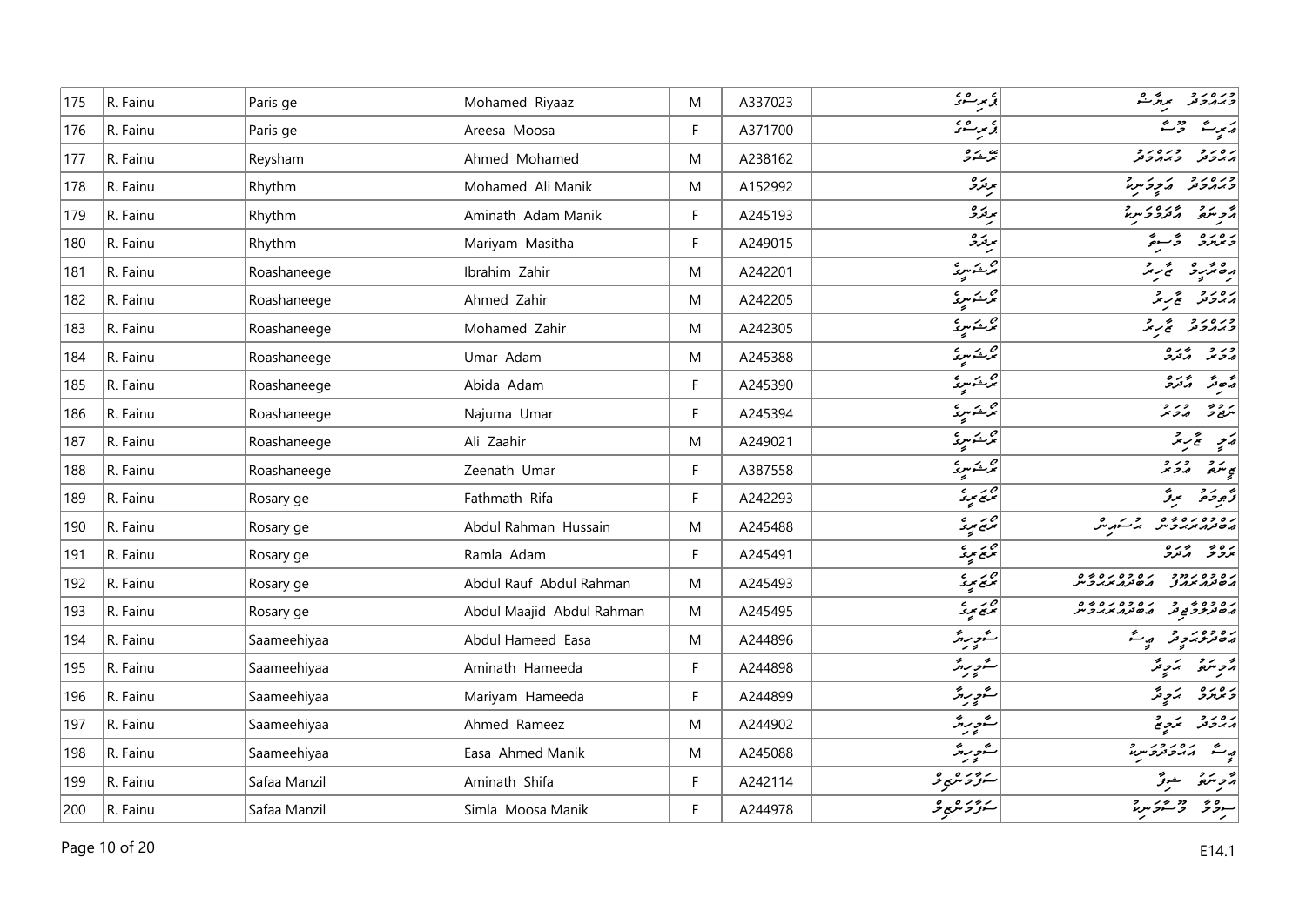| 175 | R. Fainu | Paris ge | Mohamed Riyaaz | M | A337023 | پެރިސްގެ | މުޙައްމަދު ރިޔާޒް |
|---|---|---|---|---|---|---|---|
| 176 | R. Fainu | Paris ge | Areesa Moosa | F | A371700 | پެރިސްގެ | އަރީސާ މޫސާ |
| 177 | R. Fainu | Reysham | Ahmed Mohamed | M | A238162 | ރޭޝަމް | އަޙްމަދު މުޙައްމަދު |
| 178 | R. Fainu | Rhythm | Mohamed Ali Manik | M | A152992 | ރިދަމް | މުޙައްމަދު އަލިމަނިކު |
| 179 | R. Fainu | Rhythm | Aminath Adam Manik | F | A245193 | ރިދަމް | އާމިނަތު އާދަމްމަނިކު |
| 180 | R. Fainu | Rhythm | Mariyam Masitha | F | A249015 | ރިދަމް | މަރިޔަމް މާސިތާ |
| 181 | R. Fainu | Roashaneege | Ibrahim Zahir | M | A242201 | ރޯޝަނީގެ | އިބްރާހީމް ޒާހިރު |
| 182 | R. Fainu | Roashaneege | Ahmed Zahir | M | A242205 | ރޯޝަނީގެ | އަޙްމަދު ޒާހިރު |
| 183 | R. Fainu | Roashaneege | Mohamed Zahir | M | A242305 | ރޯޝަނީގެ | މުޙައްމަދު ޒާހިރު |
| 184 | R. Fainu | Roashaneege | Umar Adam | M | A245388 | ރޯޝަނީގެ | އުމަރު އާދަމް |
| 185 | R. Fainu | Roashaneege | Abida Adam | F | A245390 | ރޯޝަނީގެ | އާބިދާ އާދަމް |
| 186 | R. Fainu | Roashaneege | Najuma Umar | F | A245394 | ރޯޝަނީގެ | ނަޖުމާ އުމަރު |
| 187 | R. Fainu | Roashaneege | Ali Zaahir | M | A249021 | ރޯޝަނީގެ | އަލި ޒާހިރު |
| 188 | R. Fainu | Roashaneege | Zeenath Umar | F | A387558 | ރޯޝަނީގެ | ޒީނަތު އުމަރު |
| 189 | R. Fainu | Rosary ge | Fathmath Rifa | F | A242293 | ރޯޒަރީގެ | ފާތިމަތު ރިފާ |
| 190 | R. Fainu | Rosary ge | Abdul Rahman Hussain | M | A245488 | ރޯޒަރީގެ | އަބްދުއްރަޙްމާން ޙުސައިން |
| 191 | R. Fainu | Rosary ge | Ramla Adam | F | A245491 | ރޯޒަރީގެ | ރަމްލާ އާދަމް |
| 192 | R. Fainu | Rosary ge | Abdul Rauf Abdul Rahman | M | A245493 | ރޯޒަރީގެ | އަބްދުއްރަޢޫފް އަބްދުއްރަޙްމާން |
| 193 | R. Fainu | Rosary ge | Abdul Maajid Abdul Rahman | M | A245495 | ރޯޒަރީގެ | އަބްދުލްމާޖިދު އަބްދުއްރަޙްމާން |
| 194 | R. Fainu | Saameehiyaa | Abdul Hameed Easa | M | A244896 | ސާމީހިޔާ | އަބްދުލްޙަމީދު ޢީސާ |
| 195 | R. Fainu | Saameehiyaa | Aminath Hameeda | F | A244898 | ސާމީހިޔާ | އާމިނަތު ހަމީދާ |
| 196 | R. Fainu | Saameehiyaa | Mariyam Hameeda | F | A244899 | ސާމީހިޔާ | މަރިޔަމް ހަމީދާ |
| 197 | R. Fainu | Saameehiyaa | Ahmed Rameez | M | A244902 | ސާމީހިޔާ | އަޙްމަދު ރަމީޒު |
| 198 | R. Fainu | Saameehiyaa | Easa Ahmed Manik | M | A245088 | ސާމީހިޔާ | ޢީސާ އަޙްމަދުމަނިކު |
| 199 | R. Fainu | Safaa Manzil | Aminath Shifa | F | A242114 | ސަފާމަންޒިލް | އާމިނަތު ޝިފާ |
| 200 | R. Fainu | Safaa Manzil | Simla Moosa Manik | F | A244978 | ސަފާމަންޒިލް | ސިމްލާ މޫސާމަނިކު |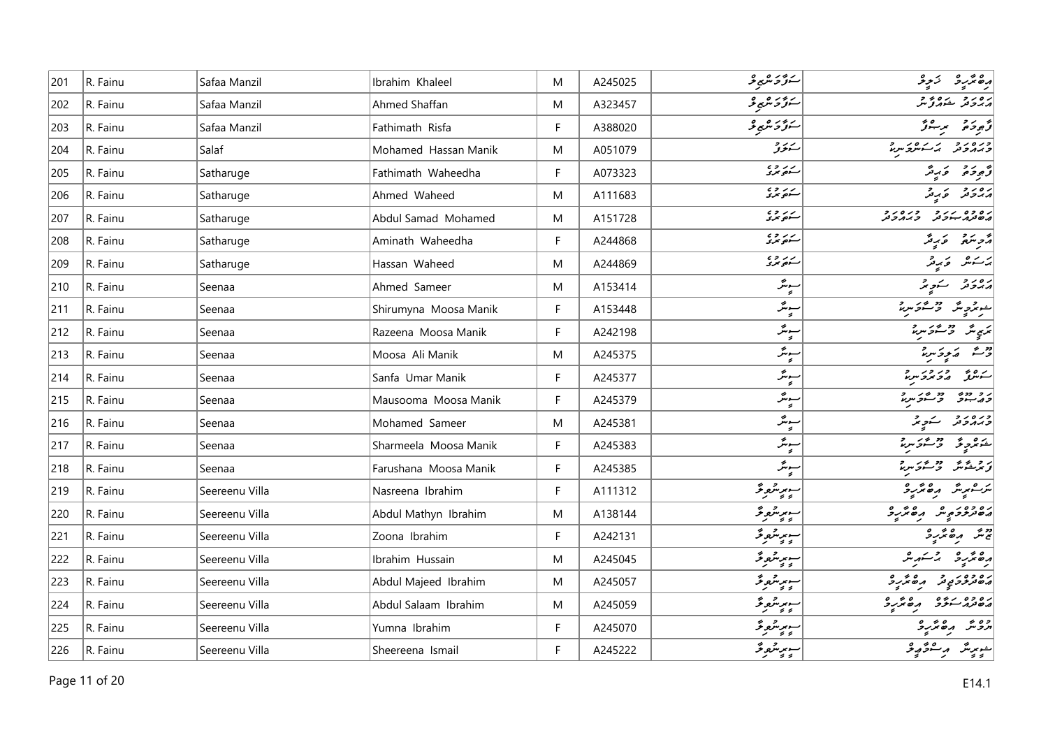| 201 | R. Fainu | Safaa Manzil | Ibrahim Khaleel | M | A245025 | ސަފާމަންޒިލް | އިބްރާހީމް ޚަލީލް |
|---|---|---|---|---|---|---|---|
| 202 | R. Fainu | Safaa Manzil | Ahmed Shaffan | M | A323457 | ސަފާމަންޒިލް | އަޙްމަދު ޝައްފާން |
| 203 | R. Fainu | Safaa Manzil | Fathimath Risfa | F | A388020 | ސަފާމަންޒިލް | ފާތިމަތު ރިސްފާ |
| 204 | R. Fainu | Salaf | Mohamed Hassan Manik | M | A051079 | ސަލަފު | މުޙައްމަދު ހަސަންމަނިކު |
| 205 | R. Fainu | Satharuge | Fathimath Waheedha | F | A073323 | ސަތަރުގެ | ފާތިމަތު ވަހީދާ |
| 206 | R. Fainu | Satharuge | Ahmed Waheed | M | A111683 | ސަތަރުގެ | އަޙްމަދު ވަހީދު |
| 207 | R. Fainu | Satharuge | Abdul Samad Mohamed | M | A151728 | ސަތަރުގެ | އަބްދުލްސަމަދު މުޙައްމަދު |
| 208 | R. Fainu | Satharuge | Aminath Waheedha | F | A244868 | ސަތަރުގެ | އާމިނަތު ވަހީދާ |
| 209 | R. Fainu | Satharuge | Hassan Waheed | M | A244869 | ސަތަރުގެ | ހަސަން ވަހީދު |
| 210 | R. Fainu | Seenaa | Ahmed Sameer | M | A153414 | ސީނާ | އަޙްމަދު ސަމީރު |
| 211 | R. Fainu | Seenaa | Shirumyna Moosa Manik | F | A153448 | ސީނާ | ޝިރުމީނާ މޫސާމަނިކު |
| 212 | R. Fainu | Seenaa | Razeena Moosa Manik | F | A242198 | ސީނާ | ރަޒީނާ މޫސާމަނިކު |
| 213 | R. Fainu | Seenaa | Moosa Ali Manik | M | A245375 | ސީނާ | މޫސާ އަލިމަނިކު |
| 214 | R. Fainu | Seenaa | Sanfa Umar Manik | F | A245377 | ސީނާ | ސަންފާ އުމަރުމަނިކު |
| 215 | R. Fainu | Seenaa | Mausooma Moosa Manik | F | A245379 | ސީނާ | މައުސޫމާ މޫސާމަނިކު |
| 216 | R. Fainu | Seenaa | Mohamed Sameer | M | A245381 | ސީނާ | މުޙައްމަދު ސަމީރު |
| 217 | R. Fainu | Seenaa | Sharmeela Moosa Manik | F | A245383 | ސީނާ | ޝަރްމީލާ މޫސާމަނިކު |
| 218 | R. Fainu | Seenaa | Farushana Moosa Manik | F | A245385 | ސީނާ | ފަރުޝާނާ މޫސާމަނިކު |
| 219 | R. Fainu | Seereenu Villa | Nasreena Ibrahim | F | A111312 | ސީރީނުވިލާ | ނަސްރީނާ އިބްރާހީމް |
| 220 | R. Fainu | Seereenu Villa | Abdul Mathyn Ibrahim | M | A138144 | ސީރީނުވިލާ | އަބްދުލްމަތީން އިބްރާހީމް |
| 221 | R. Fainu | Seereenu Villa | Zoona Ibrahim | F | A242131 | ސީރީނުވިލާ | ޒޫނާ އިބްރާހީމް |
| 222 | R. Fainu | Seereenu Villa | Ibrahim Hussain | M | A245045 | ސީރީނުވިލާ | އިބްރާހީމް ހުސައިން |
| 223 | R. Fainu | Seereenu Villa | Abdul Majeed Ibrahim | M | A245057 | ސީރީނުވިލާ | އަބްދުލްމަޖީދު އިބްރާހީމް |
| 224 | R. Fainu | Seereenu Villa | Abdul Salaam Ibrahim | M | A245059 | ސީރީނުވިލާ | އަބްދުލްސަލާމް އިބްރާހީމް |
| 225 | R. Fainu | Seereenu Villa | Yumna Ibrahim | F | A245070 | ސީރީނުވިލާ | ޔުމްނާ އިބްރާހީމް |
| 226 | R. Fainu | Seereenu Villa | Sheereena Ismail | F | A245222 | ސީރީނުވިލާ | ޝީރީނާ އިސްމާއީލް |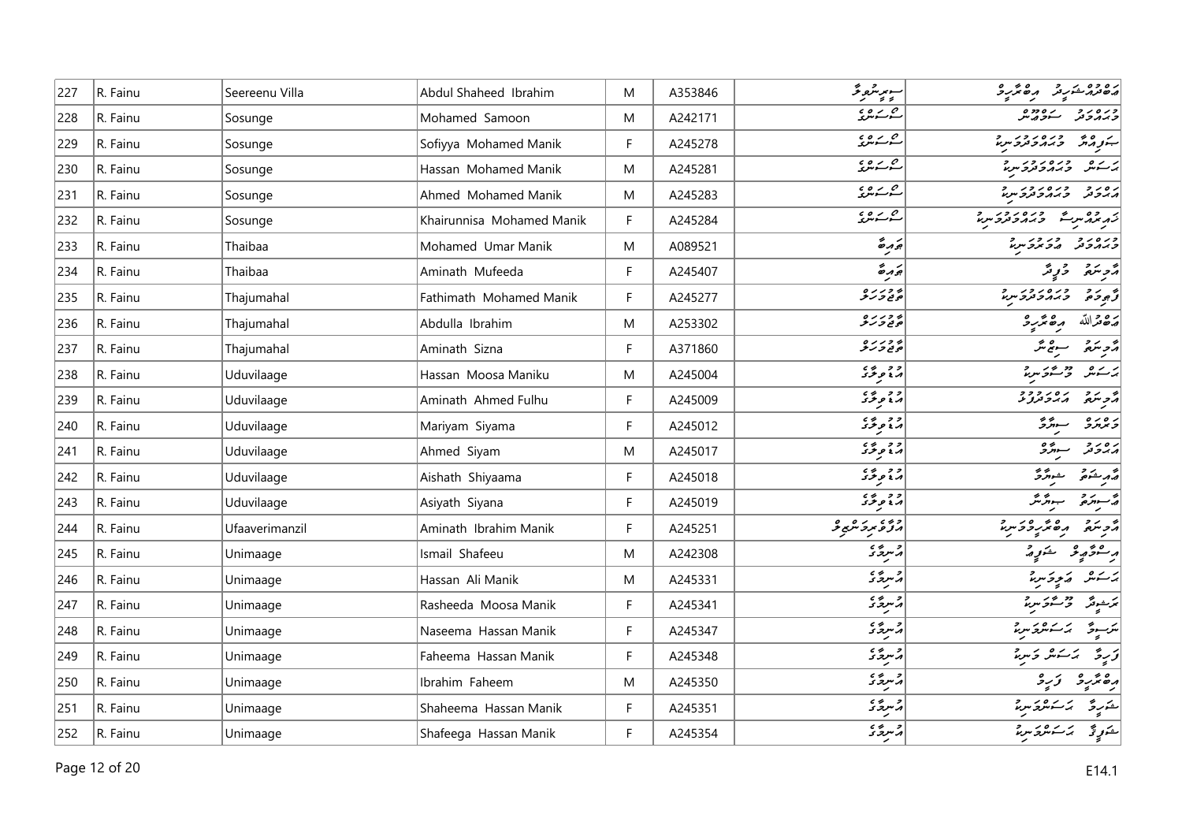| 227 | R. Fainu | Seereenu Villa | Abdul Shaheed Ibrahim | M | A353846 | ސިރީނުވިލާ | އަބްދުލްޝަހީދު އިބްރާހީމް |
|---|---|---|---|---|---|---|---|
| 228 | R. Fainu | Sosunge | Mohamed Samoon | M | A242171 | ސޮސުންގޭ | މުޙައްމަދު ސަމޫން |
| 229 | R. Fainu | Sosunge | Sofiyya Mohamed Manik | F | A245278 | ސޮސުންގޭ | ސޯފިއްޔާ މުޙައްމަދުމަނިކު |
| 230 | R. Fainu | Sosunge | Hassan Mohamed Manik | M | A245281 | ސޮސުންގޭ | ޙަސަން މުޙައްމަދުމަނިކު |
| 231 | R. Fainu | Sosunge | Ahmed Mohamed Manik | M | A245283 | ސޮސުންގޭ | އަޙްމަދު މުޙައްމަދުމަނިކު |
| 232 | R. Fainu | Sosunge | Khairunnisa Mohamed Manik | F | A245284 | ސޮސުންގޭ | ޚައިރުއްނިސާ މުޙައްމަދުމަނިކު |
| 233 | R. Fainu | Thaibaa | Mohamed Umar Manik | M | A089521 | ތައިބާ | މުޙައްމަދު އުމަރުމަނިކު |
| 234 | R. Fainu | Thaibaa | Aminath Mufeeda | F | A245407 | ތައިބާ | އާމިނަތު މުފީދާ |
| 235 | R. Fainu | Thajumahal | Fathimath Mohamed Manik | F | A245277 | ތާޖުމަހަލް | ފާތިމަތު މުޙައްމަދުމަނިކު |
| 236 | R. Fainu | Thajumahal | Abdulla Ibrahim | M | A253302 | ތާޖުމަހަލް | އަބްދުﷲ އިބްރާހީމް |
| 237 | R. Fainu | Thajumahal | Aminath Sizna | F | A371860 | ތާޖުމަހަލް | އާމިނަތު ސިޒްނާ |
| 238 | R. Fainu | Uduvilaage | Hassan Moosa Maniku | M | A245004 | އުޑުވިލާގޭ | ޙަސަން މޫސާމަނިކު |
| 239 | R. Fainu | Uduvilaage | Aminath Ahmed Fulhu | F | A245009 | އުޑުވިލާގޭ | އާމިނަތު އަޙްމަދުފުޅު |
| 240 | R. Fainu | Uduvilaage | Mariyam Siyama | F | A245012 | އުޑުވިލާގޭ | މަރިޔަމް ސިޔާމާ |
| 241 | R. Fainu | Uduvilaage | Ahmed Siyam | M | A245017 | އުޑުވިލާގޭ | އަޙްމަދު ސިޔާމް |
| 242 | R. Fainu | Uduvilaage | Aishath Shiyaama | F | A245018 | އުޑުވިލާގޭ | އާއިޝަތު ޝިޔާމާ |
| 243 | R. Fainu | Uduvilaage | Asiyath Siyana | F | A245019 | އުޑުވިލާގޭ | އާސިޔަތު ސިޔާނާ |
| 244 | R. Fainu | Ufaaverimanzil | Aminath Ibrahim Manik | F | A245251 | އުފާވެރިމަންޒިލް | އާމިނަތު އިބްރާހީމްމަނިކު |
| 245 | R. Fainu | Unimaage | Ismail Shafeeu | M | A242308 | އުނިމާގޭ | އިސްމާއީލް ޝަފީޢު |
| 246 | R. Fainu | Unimaage | Hassan Ali Manik | M | A245331 | އުނިމާގޭ | ޙަސަން އަލިމަނިކު |
| 247 | R. Fainu | Unimaage | Rasheeda Moosa Manik | F | A245341 | އުނިމާގޭ | ރަޝީދާ މޫސާމަނިކު |
| 248 | R. Fainu | Unimaage | Naseema Hassan Manik | F | A245347 | އުނިމާގޭ | ނަސީމާ ޙަސަންމަނިކު |
| 249 | R. Fainu | Unimaage | Faheema Hassan Manik | F | A245348 | އުނިމާގޭ | ފަހީމާ ޙަސަން މަނިކު |
| 250 | R. Fainu | Unimaage | Ibrahim Faheem | M | A245350 | އުނިމާގޭ | އިބްރާހީމް ފަހީމް |
| 251 | R. Fainu | Unimaage | Shaheema Hassan Manik | F | A245351 | އުނިމާގޭ | ޝަހީމާ ޙަސަންމަނިކު |
| 252 | R. Fainu | Unimaage | Shafeega Hassan Manik | F | A245354 | އުނިމާގޭ | ޝަފީގާ ޙަސަންމަނިކު |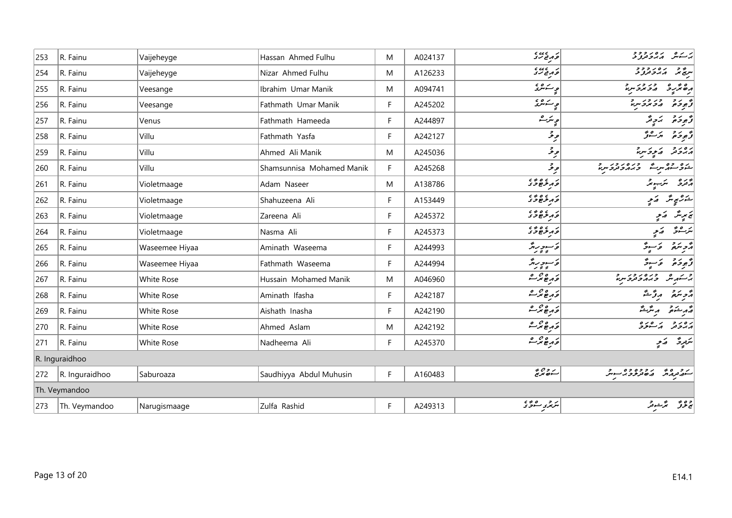| 253 | R. Fainu | Vaijeheyge | Hassan Ahmed Fulhu | M | A024137 | ވައިޖެހޭގެ | ހަސަން އަހުމަދުފުޅު |
|---|---|---|---|---|---|---|---|
| 254 | R. Fainu | Vaijeheyge | Nizar Ahmed Fulhu | M | A126233 | ވައިޖެހޭގެ | ނިޒާރު އަހުމަދުފުޅު |
| 255 | R. Fainu | Veesange | Ibrahim Umar Manik | M | A094741 | ވީސަނގެ | އިބްރާހީމް އުމަރުމަނިކު |
| 256 | R. Fainu | Veesange | Fathmath Umar Manik | F | A245202 | ވީސަނގެ | ފާތިމަތު އުމަރުމަނިކު |
| 257 | R. Fainu | Venus | Fathmath Hameeda | F | A244897 | ވީނަސް | ފާތިމަތު ހަމީދާ |
| 258 | R. Fainu | Villu | Fathmath Yasfa | F | A242127 | ވިލު | ފާތިމަތު ޔަސްފާ |
| 259 | R. Fainu | Villu | Ahmed Ali Manik | M | A245036 | ވިލު | އަހުމަދު އަލިމަނިކު |
| 260 | R. Fainu | Villu | Shamsunnisa Mohamed Manik | F | A245268 | ވިލު | ޝަމްސުންނިސާ މުހައްމަދުމަނިކު |
| 261 | R. Fainu | Violetmaage | Adam Naseer | M | A138786 | ވައިލެޓްމާގެ | އާދަމް ނަސީރު |
| 262 | R. Fainu | Violetmaage | Shahuzeena Ali | F | A153449 | ވައިލެޓްމާގެ | ޝަހުޒީނާ އަލި |
| 263 | R. Fainu | Violetmaage | Zareena Ali | F | A245372 | ވައިލެޓްމާގެ | ޒަރީނާ އަލި |
| 264 | R. Fainu | Violetmaage | Nasma Ali | F | A245373 | ވައިލެޓްމާގެ | ނަސްމާ އަލި |
| 265 | R. Fainu | Waseemee Hiyaa | Aminath Waseema | F | A244993 | ވަސީމީހިޔާ | އާމިނަތު ވަސީމާ |
| 266 | R. Fainu | Waseemee Hiyaa | Fathmath Waseema | F | A244994 | ވަސީމީހިޔާ | ފާތިމަތު ވަސީމާ |
| 267 | R. Fainu | White Rose | Hussain Mohamed Manik | M | A046960 | ވައިޓްރޯސް | ހުސައިން މުހައްމަދުމަނިކު |
| 268 | R. Fainu | White Rose | Aminath Ifasha | F | A242187 | ވައިޓްރޯސް | އާމިނަތު އިފާޝާ |
| 269 | R. Fainu | White Rose | Aishath Inasha | F | A242190 | ވައިޓްރޯސް | އާއިޝަތު އިނާޝާ |
| 270 | R. Fainu | White Rose | Ahmed Aslam | M | A242192 | ވައިޓްރޯސް | އަހުމަދު އަސްލަމް |
| 271 | R. Fainu | White Rose | Nadheema Ali | F | A245370 | ވައިޓްރޯސް | ނަދީމާ އަލި |
| R. Inguraidhoo | | | | | | | |
| 272 | R. Inguraidhoo | Saburoaza | Saudhiyya Abdul Muhusin | F | A160483 | ސަބުރޯޒާ | ސައުދިއްޔާ އަބްދުލްމުހުސިން |
| Th. Veymandoo | | | | | | | |
| 273 | Th. Veymandoo | Narugismaage | Zulfa Rashid | F | A249313 | ނަރުގިސްމާގެ | ޒުލްފާ ރާޝިދު |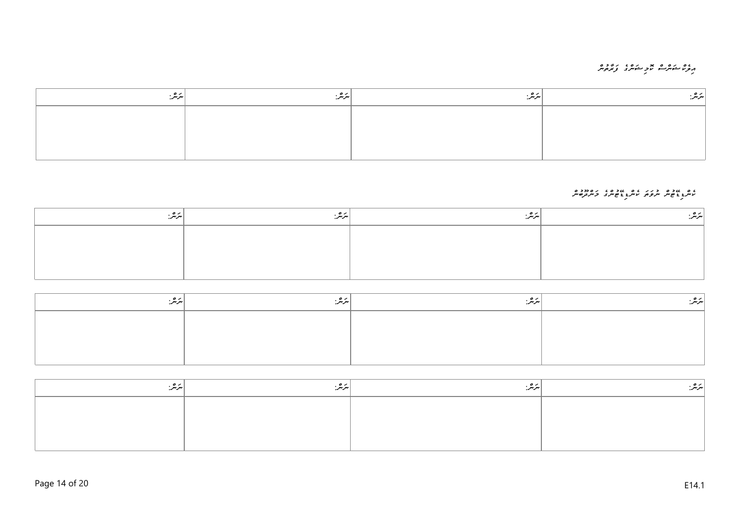# ދިވެހިބަސް ކޮލިޝަންގެ ފަހަރުތައް

| ނަންބަރު: | ނަންބަރު: | ނަންބަރު: | ނަންބަރު: |
|---|---|---|---|
| | | | |

# ކޮންޕިއުޓަރ ނެޓްވޯކް ކޮންފިގްރޭޝަން ގުޅުންތަކާއި

| ނަންބަރު: | ނަންބަރު: | ނަންބަރު: | ނަންބަރު: |
|---|---|---|---|
| | | | |

| ނަންބަރު: | ނަންބަރު: | ނަންބަރު: | ނަންބަރު: |
|---|---|---|---|
| | | | |

| ނަންބަރު: | ނަންބަރު: | ނަންބަރު: | ނަންބަރު: |
|---|---|---|---|
| | | | |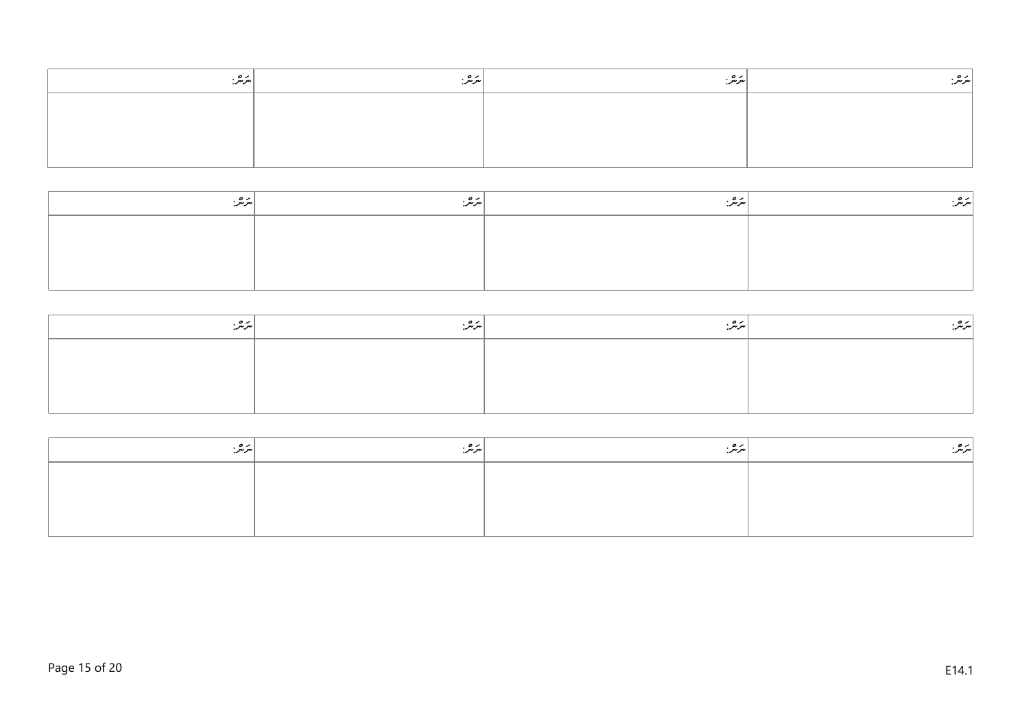| ނަަމް: | ނަަމް: | ނަަމް: | ނަަމް: |
| --- | --- | --- | --- |
| | | | |

| ނަަމް: | ނަަމް: | ނަަމް: | ނަަމް: |
| --- | --- | --- | --- |
| | | | |

| ނަަމް: | ނަަމް: | ނަަމް: | ނަަމް: |
| --- | --- | --- | --- |
| | | | |

| ނަަމް: | ނަަމް: | ނަަމް: | ނަަމް: |
| --- | --- | --- | --- |
| | | | |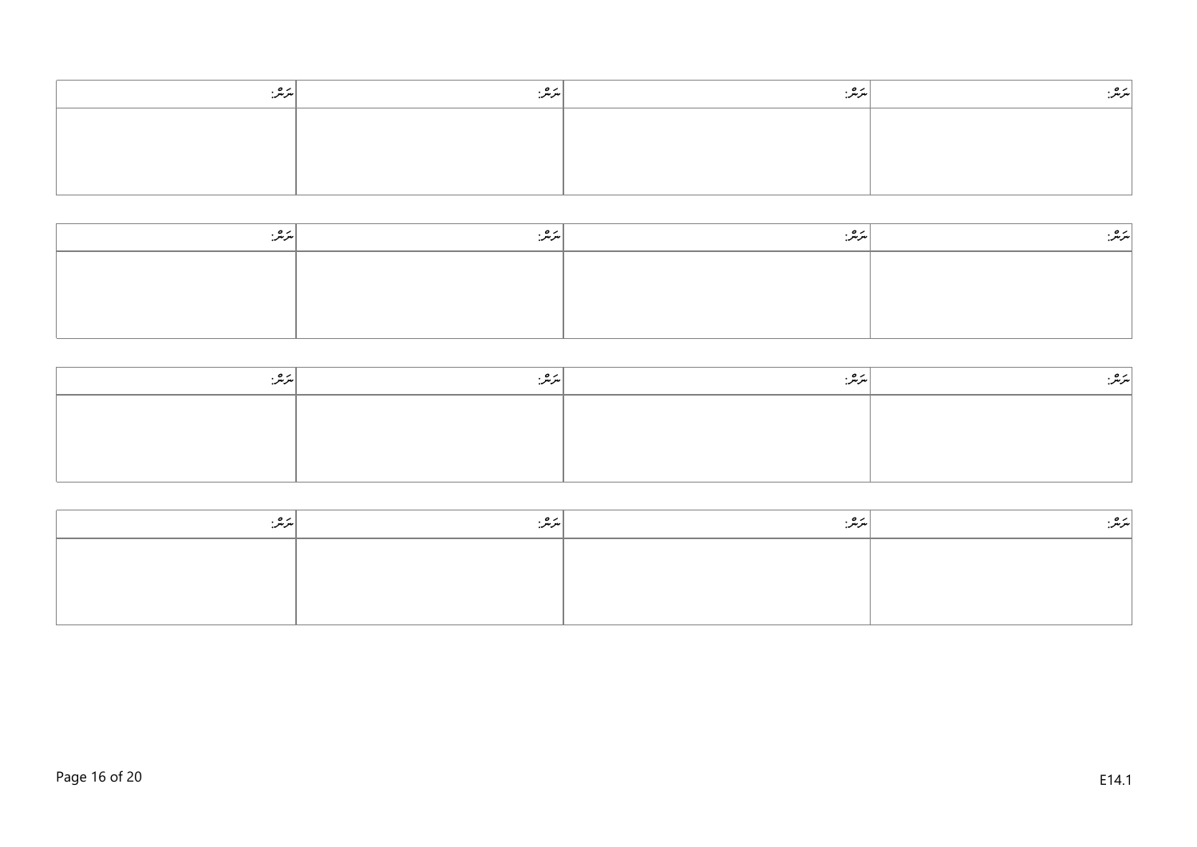| ނަރުދ: | ނަރުދ: | ނަރުދ: | ނަރުދ: |
| --- | --- | --- | --- |
| | | | |

| ނަރުދ: | ނަރުދ: | ނަރުދ: | ނަރުދ: |
| --- | --- | --- | --- |
| | | | |

| ނަރުދ: | ނަރުދ: | ނަރުދ: | ނަރުދ: |
| --- | --- | --- | --- |
| | | | |

| ނަރުދ: | ނަރުދ: | ނަރުދ: | ނަރުދ: |
| --- | --- | --- | --- |
| | | | |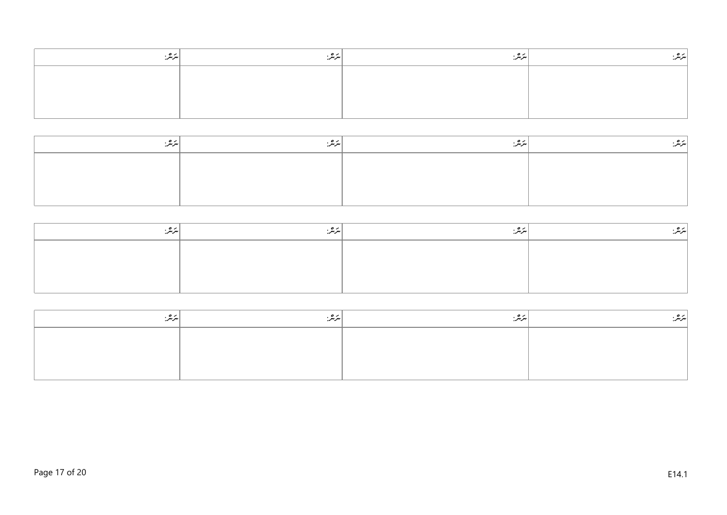| ނަރުދ: | ނަރުދ: | ނަރުދ: | ނަރުދ: |
| --- | --- | --- | --- |
| | | | |

| ނަރުދ: | ނަރުދ: | ނަރުދ: | ނަރުދ: |
| --- | --- | --- | --- |
| | | | |

| ނަރުދ: | ނަރުދ: | ނަރުދ: | ނަރުދ: |
| --- | --- | --- | --- |
| | | | |

| ނަރުދ: | ނަރުދ: | ނަރުދ: | ނަރުދ: |
| --- | --- | --- | --- |
| | | | |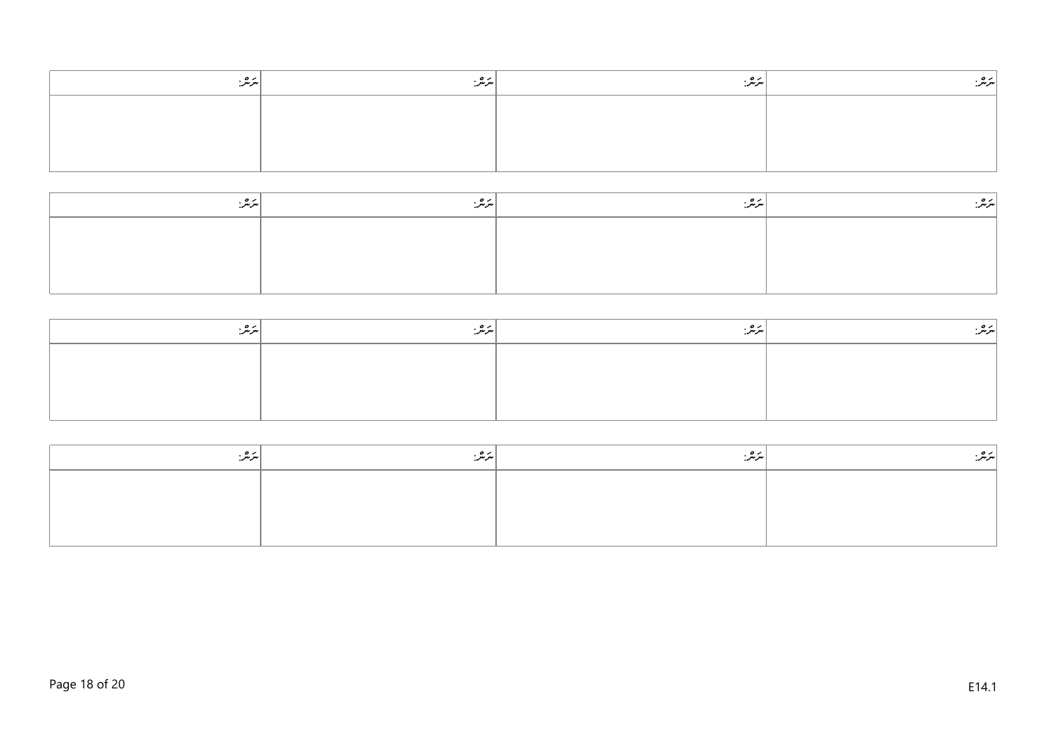| ނަރު: | ނަރު: | ނަރު: | ނަރު: |
| --- | --- | --- | --- |
| | | | |

| ނަރު: | ނަރު: | ނަރު: | ނަރު: |
| --- | --- | --- | --- |
| | | | |

| ނަރު: | ނަރު: | ނަރު: | ނަރު: |
| --- | --- | --- | --- |
| | | | |

| ނަރު: | ނަރު: | ނަރު: | ނަރު: |
| --- | --- | --- | --- |
| | | | |

E14.1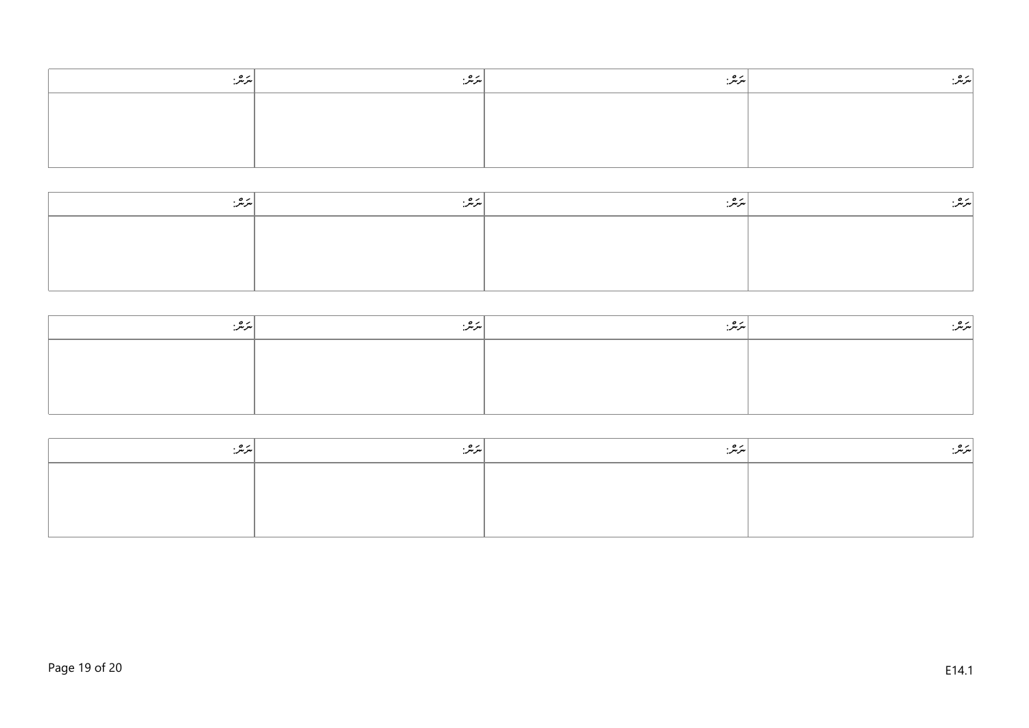| ނަންބަރު: | ނަންބަރު: | ނަންބަރު: | ނަންބަރު: |
|---|---|---|---|
| | | | |

| ނަންބަރު: | ނަންބަރު: | ނަންބަރު: | ނަންބަރު: |
|---|---|---|---|
| | | | |

| ނަންބަރު: | ނަންބަރު: | ނަންބަރު: | ނަންބަރު: |
|---|---|---|---|
| | | | |

| ނަންބަރު: | ނަންބަރު: | ނަންބަރު: | ނަންބަރު: |
|---|---|---|---|
| | | | |

E14.1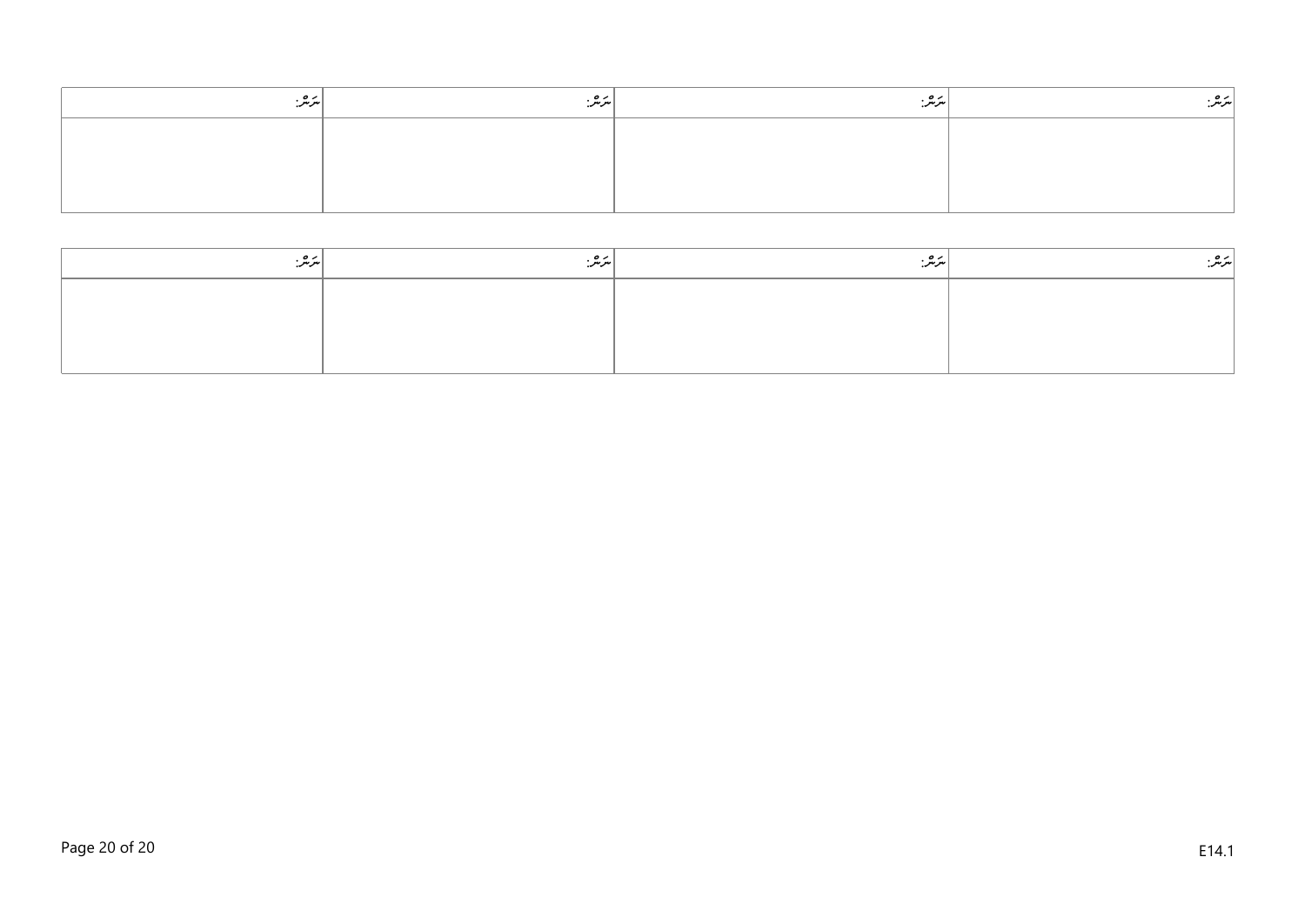| ނަންބަރު: | ނަންބަރު: | ނަންބަރު: | ނަންބަރު: |
|---|---|---|---|
| | | | |

| ނަންބަރު: | ނަންބަރު: | ނަންބަރު: | ނަންބަރު: |
|---|---|---|---|
| | | | |

E14.1